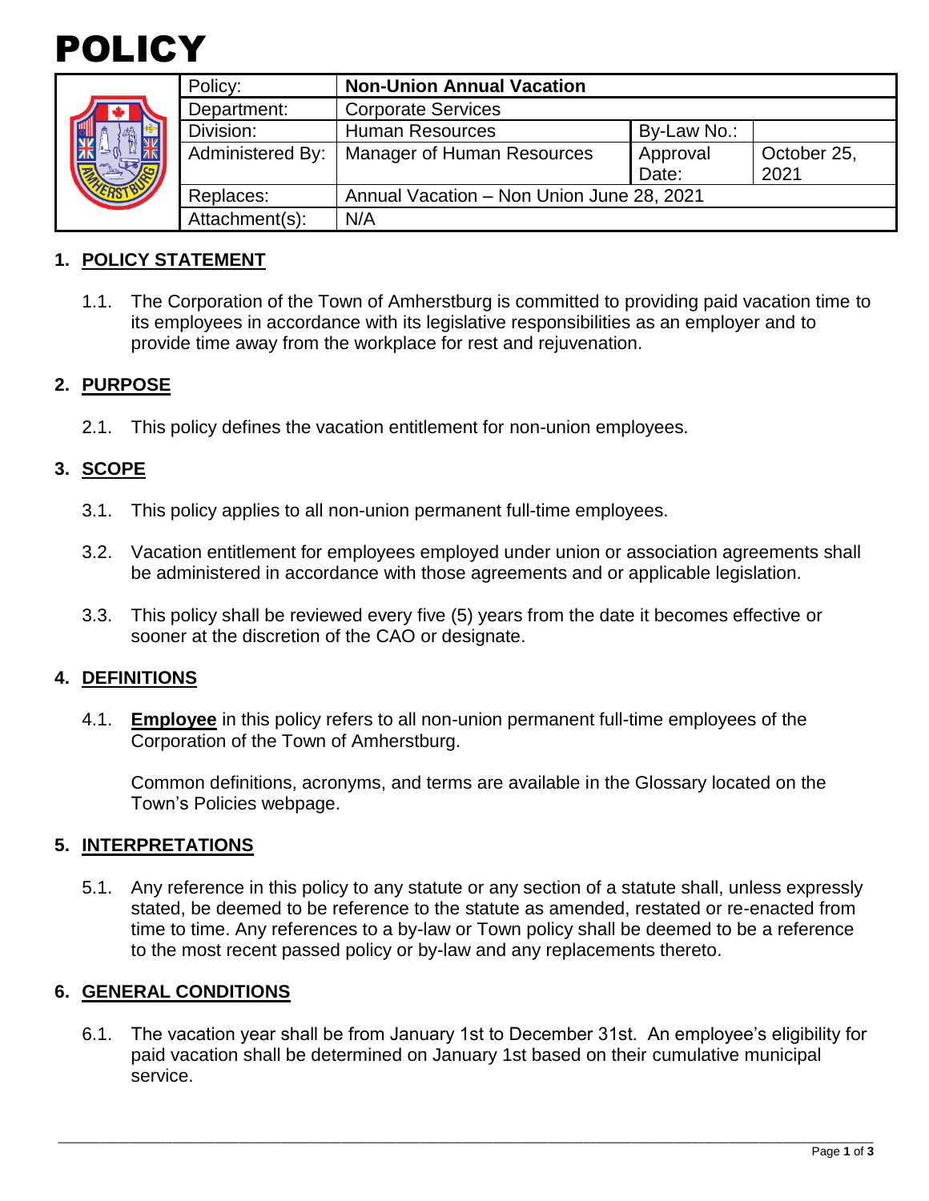# POLICY

| Policy: | **Non-Union Annual Vacation** | | |
|---|---|---|---|
| Department: | Corporate Services | | |
| Division: | Human Resources | By-Law No.: | |
| Administered By: | Manager of Human Resources | Approval Date: | October 25, 2021 |
| Replaces: | Annual Vacation – Non Union June 28, 2021 | | |
| Attachment(s): | N/A | | |

## 1. POLICY STATEMENT

1.1. The Corporation of the Town of Amherstburg is committed to providing paid vacation time to its employees in accordance with its legislative responsibilities as an employer and to provide time away from the workplace for rest and rejuvenation.

## 2. PURPOSE

2.1. This policy defines the vacation entitlement for non-union employees.

## 3. SCOPE

3.1. This policy applies to all non-union permanent full-time employees.

3.2. Vacation entitlement for employees employed under union or association agreements shall be administered in accordance with those agreements and or applicable legislation.

3.3. This policy shall be reviewed every five (5) years from the date it becomes effective or sooner at the discretion of the CAO or designate.

## 4. DEFINITIONS

4.1. **Employee** in this policy refers to all non-union permanent full-time employees of the Corporation of the Town of Amherstburg.

Common definitions, acronyms, and terms are available in the Glossary located on the Town's Policies webpage.

## 5. INTERPRETATIONS

5.1. Any reference in this policy to any statute or any section of a statute shall, unless expressly stated, be deemed to be reference to the statute as amended, restated or re-enacted from time to time. Any references to a by-law or Town policy shall be deemed to be a reference to the most recent passed policy or by-law and any replacements thereto.

## 6. GENERAL CONDITIONS

6.1. The vacation year shall be from January 1st to December 31st. An employee's eligibility for paid vacation shall be determined on January 1st based on their cumulative municipal service.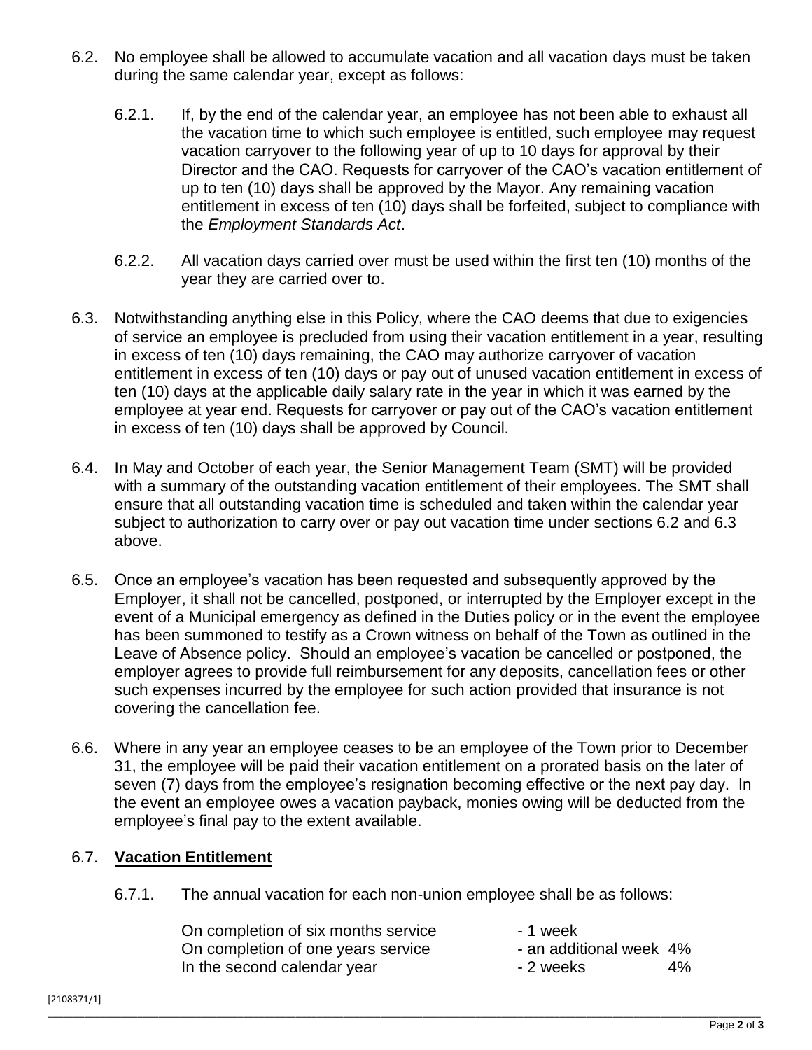6.2. No employee shall be allowed to accumulate vacation and all vacation days must be taken during the same calendar year, except as follows:

6.2.1. If, by the end of the calendar year, an employee has not been able to exhaust all the vacation time to which such employee is entitled, such employee may request vacation carryover to the following year of up to 10 days for approval by their Director and the CAO. Requests for carryover of the CAO's vacation entitlement of up to ten (10) days shall be approved by the Mayor. Any remaining vacation entitlement in excess of ten (10) days shall be forfeited, subject to compliance with the *Employment Standards Act*.

6.2.2. All vacation days carried over must be used within the first ten (10) months of the year they are carried over to.

6.3. Notwithstanding anything else in this Policy, where the CAO deems that due to exigencies of service an employee is precluded from using their vacation entitlement in a year, resulting in excess of ten (10) days remaining, the CAO may authorize carryover of vacation entitlement in excess of ten (10) days or pay out of unused vacation entitlement in excess of ten (10) days at the applicable daily salary rate in the year in which it was earned by the employee at year end. Requests for carryover or pay out of the CAO's vacation entitlement in excess of ten (10) days shall be approved by Council.

6.4. In May and October of each year, the Senior Management Team (SMT) will be provided with a summary of the outstanding vacation entitlement of their employees. The SMT shall ensure that all outstanding vacation time is scheduled and taken within the calendar year subject to authorization to carry over or pay out vacation time under sections 6.2 and 6.3 above.

6.5. Once an employee's vacation has been requested and subsequently approved by the Employer, it shall not be cancelled, postponed, or interrupted by the Employer except in the event of a Municipal emergency as defined in the Duties policy or in the event the employee has been summoned to testify as a Crown witness on behalf of the Town as outlined in the Leave of Absence policy. Should an employee's vacation be cancelled or postponed, the employer agrees to provide full reimbursement for any deposits, cancellation fees or other such expenses incurred by the employee for such action provided that insurance is not covering the cancellation fee.

6.6. Where in any year an employee ceases to be an employee of the Town prior to December 31, the employee will be paid their vacation entitlement on a prorated basis on the later of seven (7) days from the employee's resignation becoming effective or the next pay day. In the event an employee owes a vacation payback, monies owing will be deducted from the employee's final pay to the extent available.

## 6.7. Vacation Entitlement

6.7.1. The annual vacation for each non-union employee shall be as follows:

| | | |
|---|---|---|
| On completion of six months service | - 1 week | |
| On completion of one years service | - an additional week | 4% |
| In the second calendar year | - 2 weeks | 4% |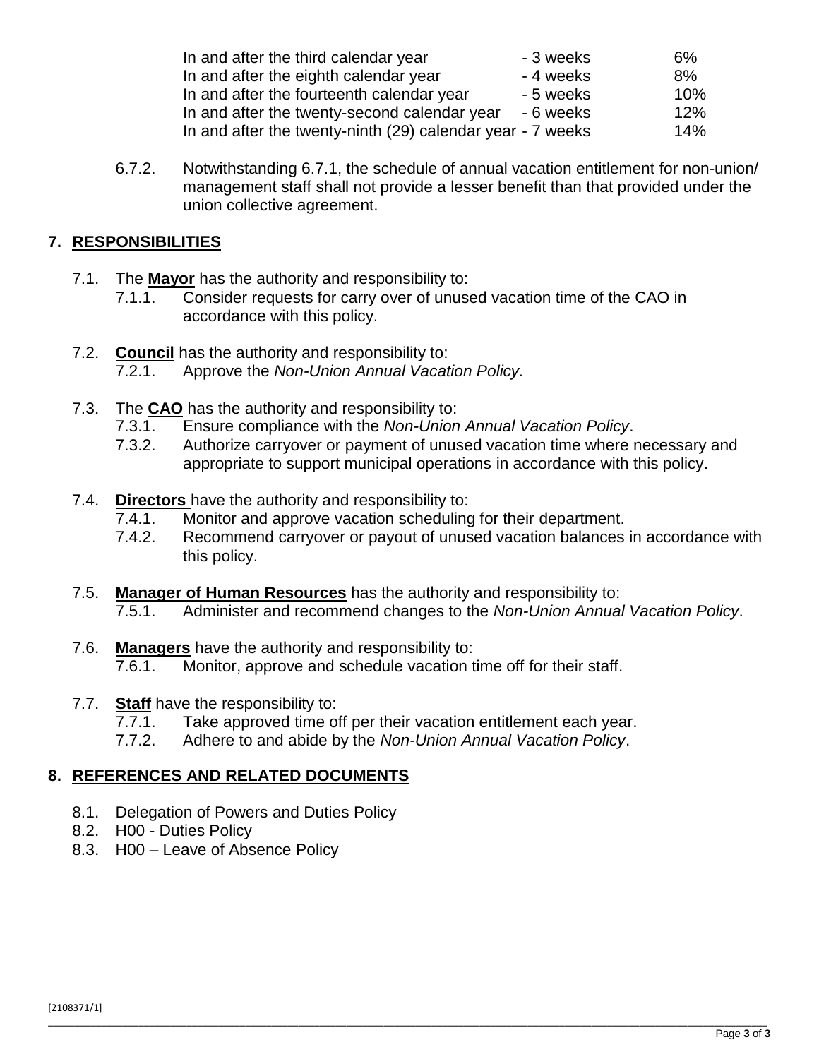| | | |
|---|---|---|
| In and after the third calendar year | - 3 weeks | 6% |
| In and after the eighth calendar year | - 4 weeks | 8% |
| In and after the fourteenth calendar year | - 5 weeks | 10% |
| In and after the twenty-second calendar year | - 6 weeks | 12% |
| In and after the twenty-ninth (29) calendar year | - 7 weeks | 14% |

6.7.2. Notwithstanding 6.7.1, the schedule of annual vacation entitlement for non-union/ management staff shall not provide a lesser benefit than that provided under the union collective agreement.

## 7. RESPONSIBILITIES

7.1. The **Mayor** has the authority and responsibility to:

7.1.1. Consider requests for carry over of unused vacation time of the CAO in accordance with this policy.

7.2. **Council** has the authority and responsibility to:

7.2.1. Approve the *Non-Union Annual Vacation Policy.*

7.3. The **CAO** has the authority and responsibility to:

7.3.1. Ensure compliance with the *Non-Union Annual Vacation Policy*.

7.3.2. Authorize carryover or payment of unused vacation time where necessary and appropriate to support municipal operations in accordance with this policy.

7.4. **Directors** have the authority and responsibility to:

7.4.1. Monitor and approve vacation scheduling for their department.

7.4.2. Recommend carryover or payout of unused vacation balances in accordance with this policy.

7.5. **Manager of Human Resources** has the authority and responsibility to:

7.5.1. Administer and recommend changes to the *Non-Union Annual Vacation Policy*.

7.6. **Managers** have the authority and responsibility to:

7.6.1. Monitor, approve and schedule vacation time off for their staff.

7.7. **Staff** have the responsibility to:

7.7.1. Take approved time off per their vacation entitlement each year.

7.7.2. Adhere to and abide by the *Non-Union Annual Vacation Policy*.

## 8. REFERENCES AND RELATED DOCUMENTS

8.1. Delegation of Powers and Duties Policy
8.2. H00 - Duties Policy
8.3. H00 – Leave of Absence Policy

[2108371/1]